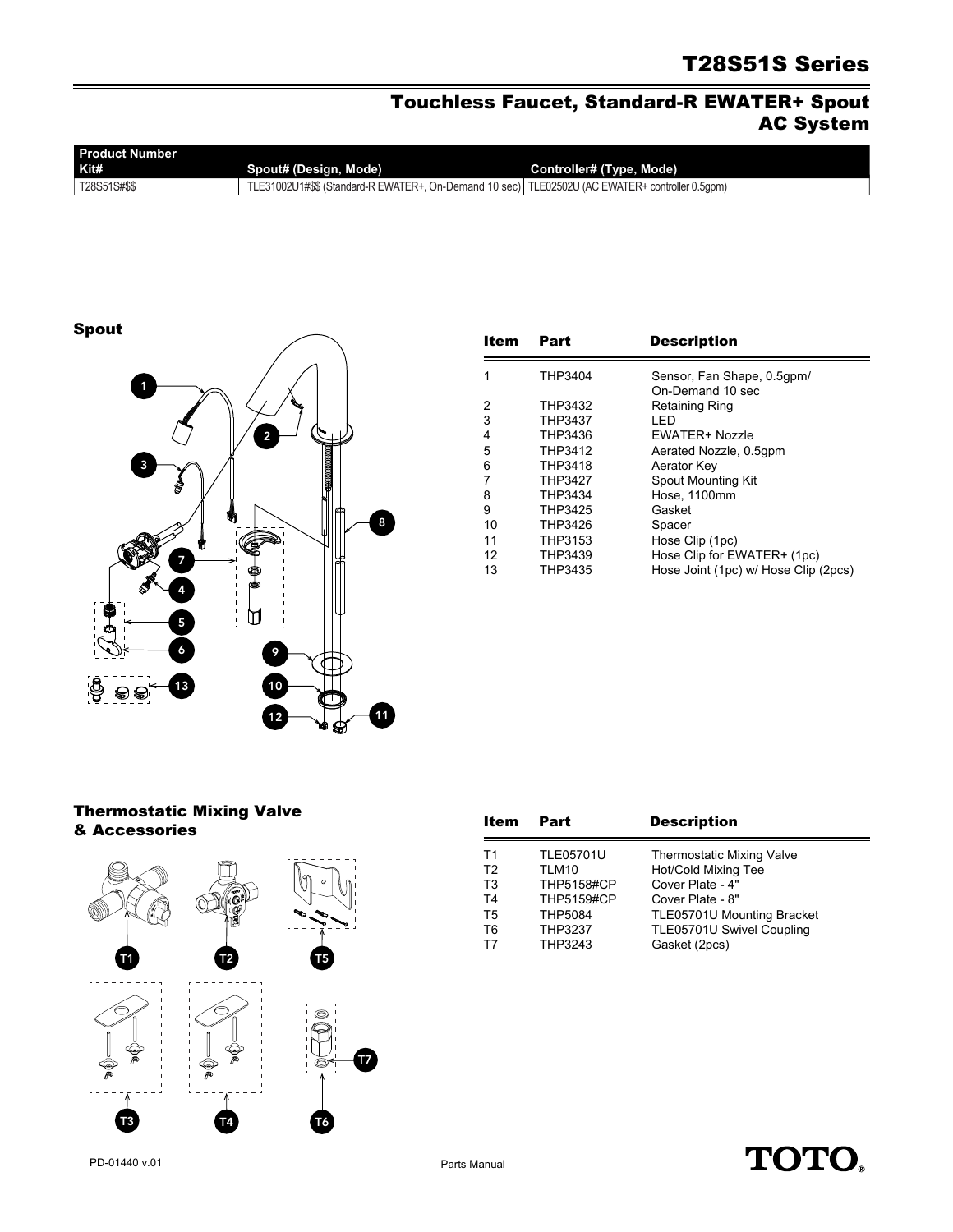# T28S51S Series

## Touchless Faucet, Standard-R EWATER+ Spout AC System

| Product Number Kit# | Spout# (Design, Mode) | Controller# (Type, Mode) |
| --- | --- | --- |
| T28S51S#$$ | TLE31002U1#$$ (Standard-R EWATER+, On-Demand 10 sec) | TLE02502U (AC EWATER+ controller 0.5gpm) |

### Spout

| Item | Part | Description |
| --- | --- | --- |
| 1 | THP3404 | Sensor, Fan Shape, 0.5gpm/ On-Demand 10 sec |
| 2 | THP3432 | Retaining Ring |
| 3 | THP3437 | LED |
| 4 | THP3436 | EWATER+ Nozzle |
| 5 | THP3412 | Aerated Nozzle, 0.5gpm |
| 6 | THP3418 | Aerator Key |
| 7 | THP3427 | Spout Mounting Kit |
| 8 | THP3434 | Hose, 1100mm |
| 9 | THP3425 | Gasket |
| 10 | THP3426 | Spacer |
| 11 | THP3153 | Hose Clip (1pc) |
| 12 | THP3439 | Hose Clip for EWATER+ (1pc) |
| 13 | THP3435 | Hose Joint (1pc) w/ Hose Clip (2pcs) |

### Thermostatic Mixing Valve & Accessories

| Item | Part | Description |
| --- | --- | --- |
| T1 | TLE05701U | Thermostatic Mixing Valve |
| T2 | TLM10 | Hot/Cold Mixing Tee |
| T3 | THP5158#CP | Cover Plate - 4" |
| T4 | THP5159#CP | Cover Plate - 8" |
| T5 | THP5084 | TLE05701U Mounting Bracket |
| T6 | THP3237 | TLE05701U Swivel Coupling |
| T7 | THP3243 | Gasket (2pcs) |

PD-01440 v.01

Parts Manual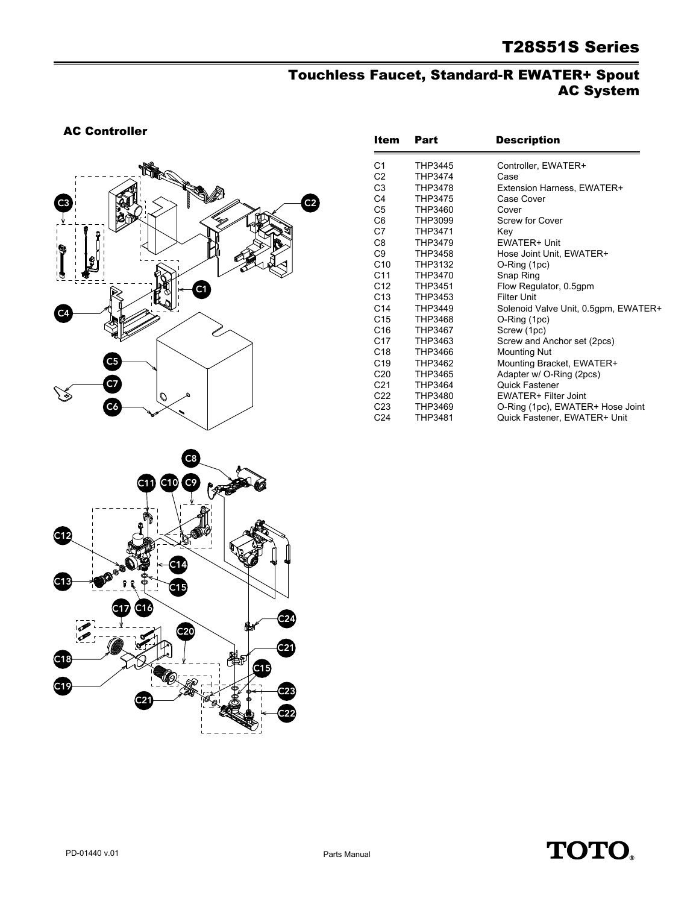# T28S51S Series

## Touchless Faucet, Standard-R EWATER+ Spout AC System

### AC Controller

| Item | Part | Description |
|---|---|---|
| C1 | THP3445 | Controller, EWATER+ |
| C2 | THP3474 | Case |
| C3 | THP3478 | Extension Harness, EWATER+ |
| C4 | THP3475 | Case Cover |
| C5 | THP3460 | Cover |
| C6 | THP3099 | Screw for Cover |
| C7 | THP3471 | Key |
| C8 | THP3479 | EWATER+ Unit |
| C9 | THP3458 | Hose Joint Unit, EWATER+ |
| C10 | THP3132 | O-Ring (1pc) |
| C11 | THP3470 | Snap Ring |
| C12 | THP3451 | Flow Regulator, 0.5gpm |
| C13 | THP3453 | Filter Unit |
| C14 | THP3449 | Solenoid Valve Unit, 0.5gpm, EWATER+ |
| C15 | THP3468 | O-Ring (1pc) |
| C16 | THP3467 | Screw (1pc) |
| C17 | THP3463 | Screw and Anchor set (2pcs) |
| C18 | THP3466 | Mounting Nut |
| C19 | THP3462 | Mounting Bracket, EWATER+ |
| C20 | THP3465 | Adapter w/ O-Ring (2pcs) |
| C21 | THP3464 | Quick Fastener |
| C22 | THP3480 | EWATER+ Filter Joint |
| C23 | THP3469 | O-Ring (1pc), EWATER+ Hose Joint |
| C24 | THP3481 | Quick Fastener, EWATER+ Unit |

PD-01440 v.01

Parts Manual

TOTO